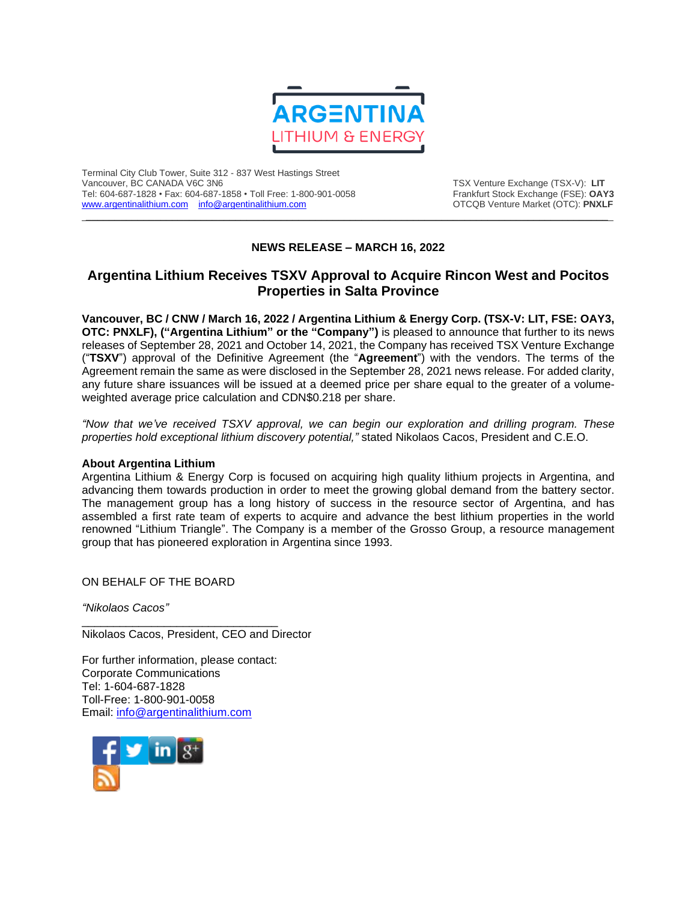Terminal City Club Tower, Suite 312 - 837 West Hastings Street
Vancouver, BC CANADA V6C 3N6
Tel: 604-687-1828 • Fax: 604-687-1858 • Toll Free: 1-800-901-0058
www.argentinalithium.com info@argentinalithium.com

TSX Venture Exchange (TSX-V): **LIT**
Frankfurt Stock Exchange (FSE): **OAY3**
OTCQB Venture Market (OTC): **PNXLF**

---

**NEWS RELEASE – MARCH 16, 2022**

# Argentina Lithium Receives TSXV Approval to Acquire Rincon West and Pocitos Properties in Salta Province

**Vancouver, BC / CNW / March 16, 2022 / Argentina Lithium & Energy Corp. (TSX-V: LIT, FSE: OAY3, OTC: PNXLF), ("Argentina Lithium" or the "Company")** is pleased to announce that further to its news releases of September 28, 2021 and October 14, 2021, the Company has received TSX Venture Exchange ("**TSXV**") approval of the Definitive Agreement (the "**Agreement**") with the vendors. The terms of the Agreement remain the same as were disclosed in the September 28, 2021 news release. For added clarity, any future share issuances will be issued at a deemed price per share equal to the greater of a volume-weighted average price calculation and CDN$0.218 per share.

*"Now that we've received TSXV approval, we can begin our exploration and drilling program. These properties hold exceptional lithium discovery potential,"* stated Nikolaos Cacos, President and C.E.O.

**About Argentina Lithium**

Argentina Lithium & Energy Corp is focused on acquiring high quality lithium projects in Argentina, and advancing them towards production in order to meet the growing global demand from the battery sector. The management group has a long history of success in the resource sector of Argentina, and has assembled a first rate team of experts to acquire and advance the best lithium properties in the world renowned "Lithium Triangle". The Company is a member of the Grosso Group, a resource management group that has pioneered exploration in Argentina since 1993.

ON BEHALF OF THE BOARD

*"Nikolaos Cacos"*

___________________________

Nikolaos Cacos, President, CEO and Director

For further information, please contact:
Corporate Communications
Tel: 1-604-687-1828
Toll-Free: 1-800-901-0058
Email: info@argentinalithium.com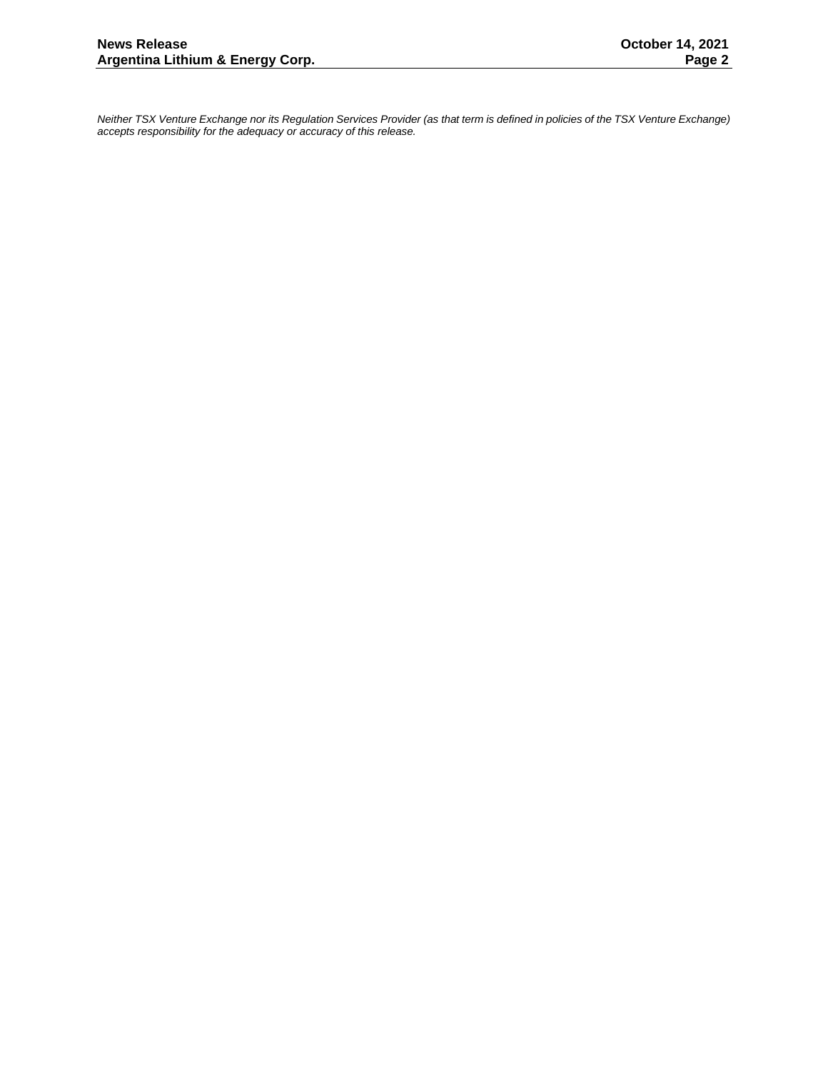*Neither TSX Venture Exchange nor its Regulation Services Provider (as that term is defined in policies of the TSX Venture Exchange) accepts responsibility for the adequacy or accuracy of this release.*